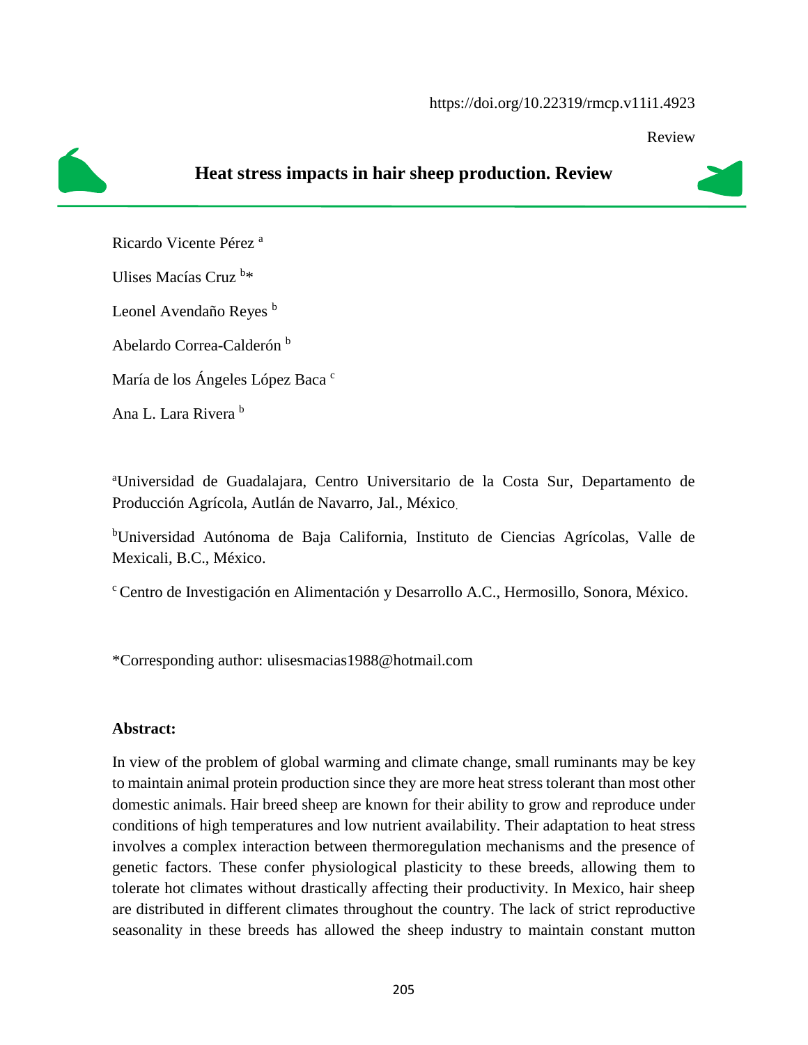https://doi.org/10.22319/rmcp.v11i1.4923

Review

# Heat stress impacts in hair sheep production. Review

Ricardo Vicente Pérez [a]

Ulises Macías Cruz [b]*

Leonel Avendaño Reyes [b]

Abelardo Correa-Calderón [b]

María de los Ángeles López Baca [c]

Ana L. Lara Rivera [b]

[a]Universidad de Guadalajara, Centro Universitario de la Costa Sur, Departamento de Producción Agrícola, Autlán de Navarro, Jal., México.

[b]Universidad Autónoma de Baja California, Instituto de Ciencias Agrícolas, Valle de Mexicali, B.C., México.

[c] Centro de Investigación en Alimentación y Desarrollo A.C., Hermosillo, Sonora, México.

*Corresponding author: ulisesmacias1988@hotmail.com

**Abstract:**

In view of the problem of global warming and climate change, small ruminants may be key to maintain animal protein production since they are more heat stress tolerant than most other domestic animals. Hair breed sheep are known for their ability to grow and reproduce under conditions of high temperatures and low nutrient availability. Their adaptation to heat stress involves a complex interaction between thermoregulation mechanisms and the presence of genetic factors. These confer physiological plasticity to these breeds, allowing them to tolerate hot climates without drastically affecting their productivity. In Mexico, hair sheep are distributed in different climates throughout the country. The lack of strict reproductive seasonality in these breeds has allowed the sheep industry to maintain constant mutton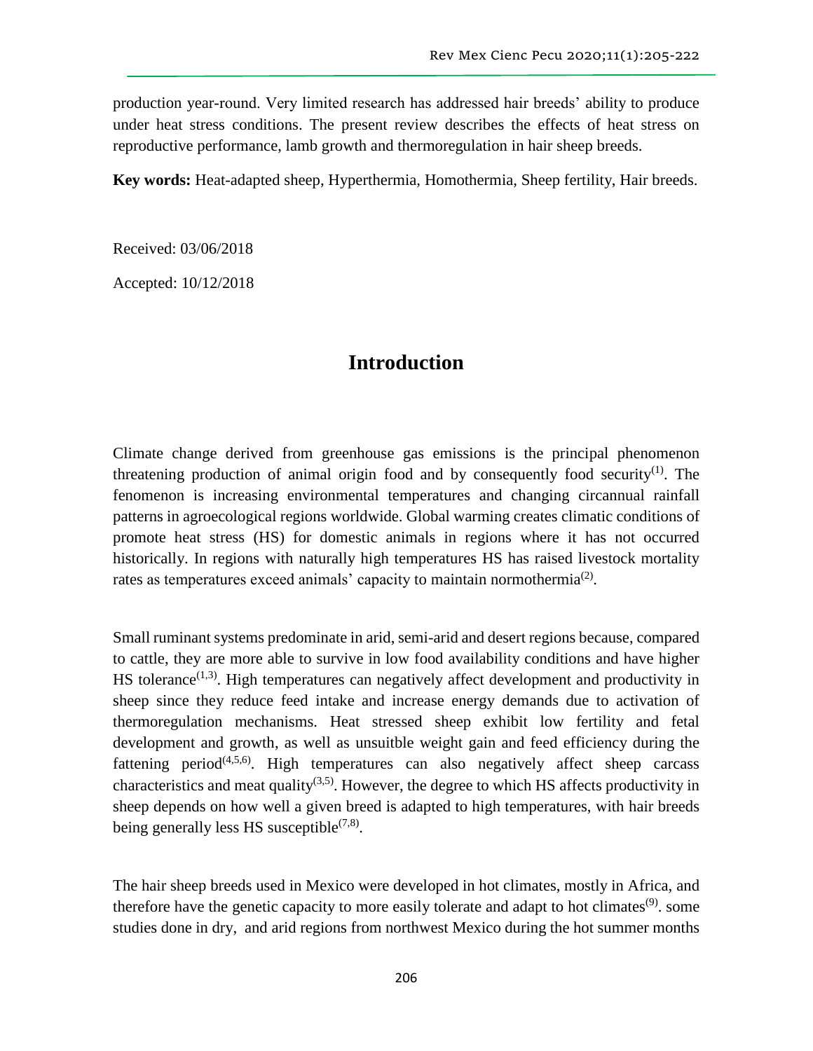production year-round. Very limited research has addressed hair breeds' ability to produce under heat stress conditions. The present review describes the effects of heat stress on reproductive performance, lamb growth and thermoregulation in hair sheep breeds.

**Key words:** Heat-adapted sheep, Hyperthermia, Homothermia, Sheep fertility, Hair breeds.

Received: 03/06/2018

Accepted: 10/12/2018

# Introduction

Climate change derived from greenhouse gas emissions is the principal phenomenon threatening production of animal origin food and by consequently food security[1]. The fenomenon is increasing environmental temperatures and changing circannual rainfall patterns in agroecological regions worldwide. Global warming creates climatic conditions of promote heat stress (HS) for domestic animals in regions where it has not occurred historically. In regions with naturally high temperatures HS has raised livestock mortality rates as temperatures exceed animals' capacity to maintain normothermia[2].

Small ruminant systems predominate in arid, semi-arid and desert regions because, compared to cattle, they are more able to survive in low food availability conditions and have higher HS tolerance[1,3]. High temperatures can negatively affect development and productivity in sheep since they reduce feed intake and increase energy demands due to activation of thermoregulation mechanisms. Heat stressed sheep exhibit low fertility and fetal development and growth, as well as unsuitble weight gain and feed efficiency during the fattening period[4,5,6]. High temperatures can also negatively affect sheep carcass characteristics and meat quality[3,5]. However, the degree to which HS affects productivity in sheep depends on how well a given breed is adapted to high temperatures, with hair breeds being generally less HS susceptible[7,8].

The hair sheep breeds used in Mexico were developed in hot climates, mostly in Africa, and therefore have the genetic capacity to more easily tolerate and adapt to hot climates[9]. some studies done in dry, and arid regions from northwest Mexico during the hot summer months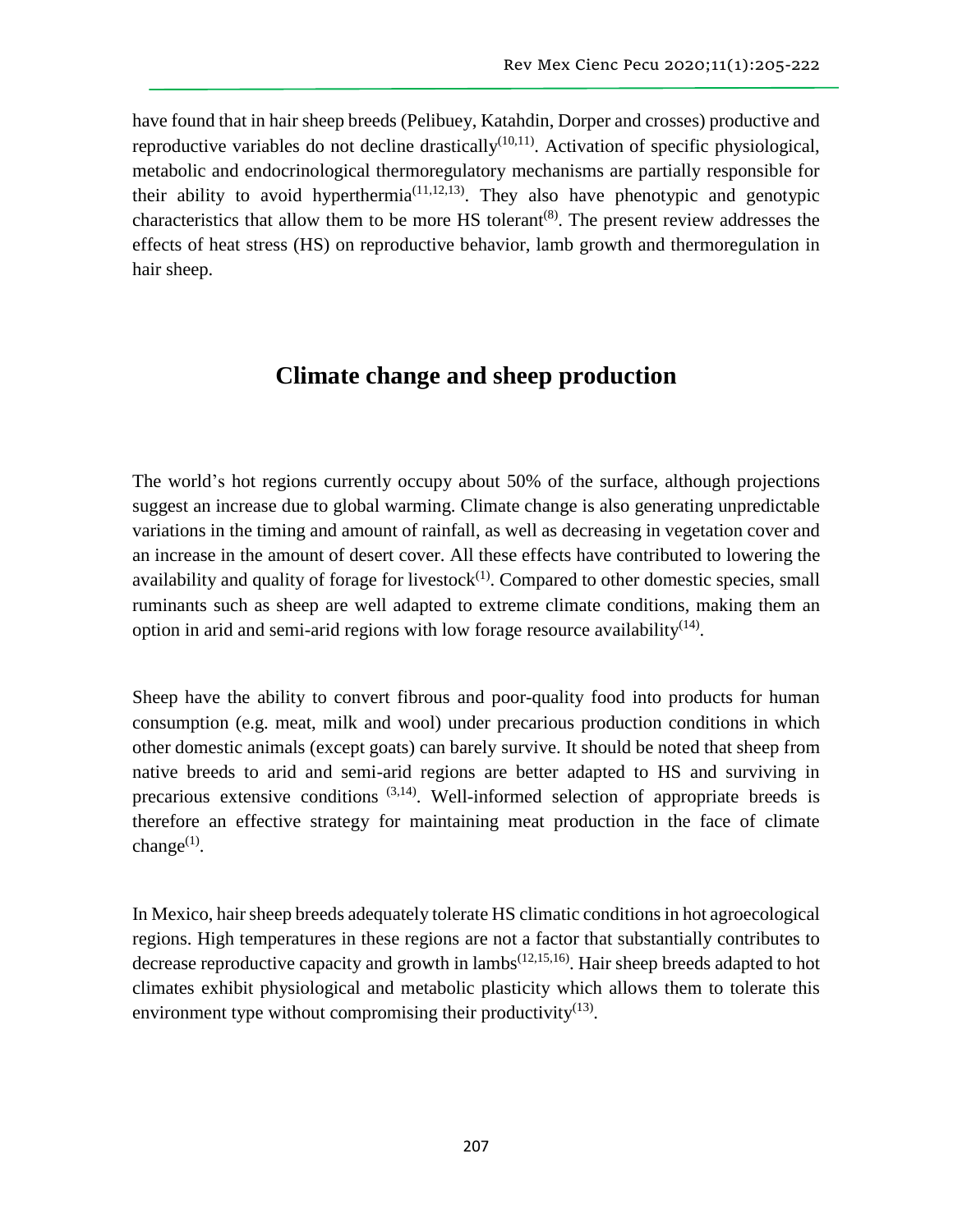have found that in hair sheep breeds (Pelibuey, Katahdin, Dorper and crosses) productive and reproductive variables do not decline drastically[10,11]. Activation of specific physiological, metabolic and endocrinological thermoregulatory mechanisms are partially responsible for their ability to avoid hyperthermia[11,12,13]. They also have phenotypic and genotypic characteristics that allow them to be more HS tolerant[8]. The present review addresses the effects of heat stress (HS) on reproductive behavior, lamb growth and thermoregulation in hair sheep.

## Climate change and sheep production

The world's hot regions currently occupy about 50% of the surface, although projections suggest an increase due to global warming. Climate change is also generating unpredictable variations in the timing and amount of rainfall, as well as decreasing in vegetation cover and an increase in the amount of desert cover. All these effects have contributed to lowering the availability and quality of forage for livestock[1]. Compared to other domestic species, small ruminants such as sheep are well adapted to extreme climate conditions, making them an option in arid and semi-arid regions with low forage resource availability[14].

Sheep have the ability to convert fibrous and poor-quality food into products for human consumption (e.g. meat, milk and wool) under precarious production conditions in which other domestic animals (except goats) can barely survive. It should be noted that sheep from native breeds to arid and semi-arid regions are better adapted to HS and surviving in precarious extensive conditions [3,14]. Well-informed selection of appropriate breeds is therefore an effective strategy for maintaining meat production in the face of climate change[1].

In Mexico, hair sheep breeds adequately tolerate HS climatic conditions in hot agroecological regions. High temperatures in these regions are not a factor that substantially contributes to decrease reproductive capacity and growth in lambs[12,15,16]. Hair sheep breeds adapted to hot climates exhibit physiological and metabolic plasticity which allows them to tolerate this environment type without compromising their productivity[13].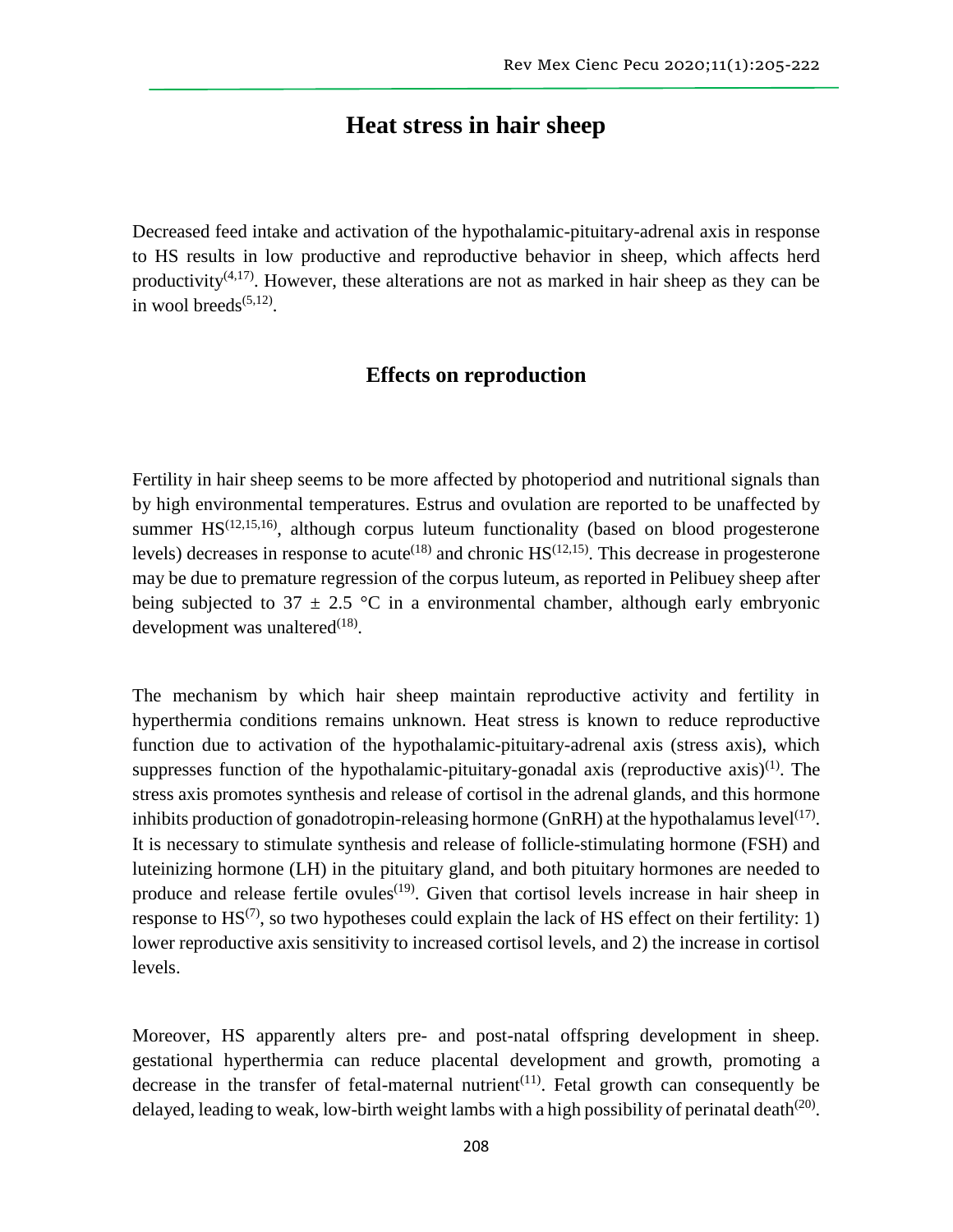## Heat stress in hair sheep

Decreased feed intake and activation of the hypothalamic-pituitary-adrenal axis in response to HS results in low productive and reproductive behavior in sheep, which affects herd productivity[4,17]. However, these alterations are not as marked in hair sheep as they can be in wool breeds[5,12].

### Effects on reproduction

Fertility in hair sheep seems to be more affected by photoperiod and nutritional signals than by high environmental temperatures. Estrus and ovulation are reported to be unaffected by summer HS[12,15,16], although corpus luteum functionality (based on blood progesterone levels) decreases in response to acute[18] and chronic HS[12,15]. This decrease in progesterone may be due to premature regression of the corpus luteum, as reported in Pelibuey sheep after being subjected to $37 \pm 2.5$ °C in a environmental chamber, although early embryonic development was unaltered[18].

The mechanism by which hair sheep maintain reproductive activity and fertility in hyperthermia conditions remains unknown. Heat stress is known to reduce reproductive function due to activation of the hypothalamic-pituitary-adrenal axis (stress axis), which suppresses function of the hypothalamic-pituitary-gonadal axis (reproductive axis)[1]. The stress axis promotes synthesis and release of cortisol in the adrenal glands, and this hormone inhibits production of gonadotropin-releasing hormone (GnRH) at the hypothalamus level[17]. It is necessary to stimulate synthesis and release of follicle-stimulating hormone (FSH) and luteinizing hormone (LH) in the pituitary gland, and both pituitary hormones are needed to produce and release fertile ovules[19]. Given that cortisol levels increase in hair sheep in response to HS[7], so two hypotheses could explain the lack of HS effect on their fertility: 1) lower reproductive axis sensitivity to increased cortisol levels, and 2) the increase in cortisol levels.

Moreover, HS apparently alters pre- and post-natal offspring development in sheep. gestational hyperthermia can reduce placental development and growth, promoting a decrease in the transfer of fetal-maternal nutrient[11]. Fetal growth can consequently be delayed, leading to weak, low-birth weight lambs with a high possibility of perinatal death[20].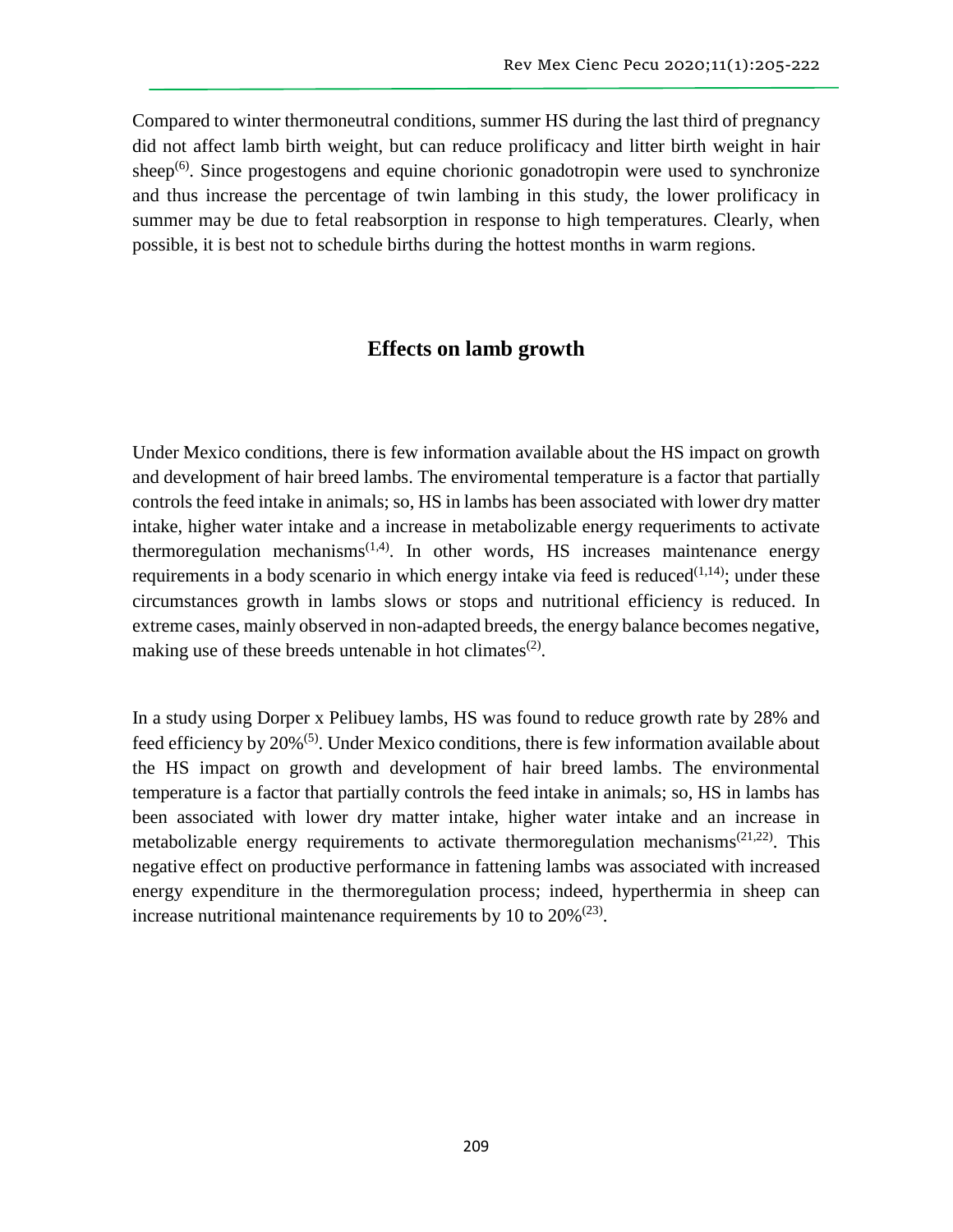Compared to winter thermoneutral conditions, summer HS during the last third of pregnancy did not affect lamb birth weight, but can reduce prolificacy and litter birth weight in hair sheep[6]. Since progestogens and equine chorionic gonadotropin were used to synchronize and thus increase the percentage of twin lambing in this study, the lower prolificacy in summer may be due to fetal reabsorption in response to high temperatures. Clearly, when possible, it is best not to schedule births during the hottest months in warm regions.

## Effects on lamb growth

Under Mexico conditions, there is few information available about the HS impact on growth and development of hair breed lambs. The enviromental temperature is a factor that partially controls the feed intake in animals; so, HS in lambs has been associated with lower dry matter intake, higher water intake and a increase in metabolizable energy requeriments to activate thermoregulation mechanisms[1,4]. In other words, HS increases maintenance energy requirements in a body scenario in which energy intake via feed is reduced[1,14]; under these circumstances growth in lambs slows or stops and nutritional efficiency is reduced. In extreme cases, mainly observed in non-adapted breeds, the energy balance becomes negative, making use of these breeds untenable in hot climates[2].

In a study using Dorper x Pelibuey lambs, HS was found to reduce growth rate by 28% and feed efficiency by 20%[5]. Under Mexico conditions, there is few information available about the HS impact on growth and development of hair breed lambs. The environmental temperature is a factor that partially controls the feed intake in animals; so, HS in lambs has been associated with lower dry matter intake, higher water intake and an increase in metabolizable energy requirements to activate thermoregulation mechanisms[21,22]. This negative effect on productive performance in fattening lambs was associated with increased energy expenditure in the thermoregulation process; indeed, hyperthermia in sheep can increase nutritional maintenance requirements by 10 to 20%[23].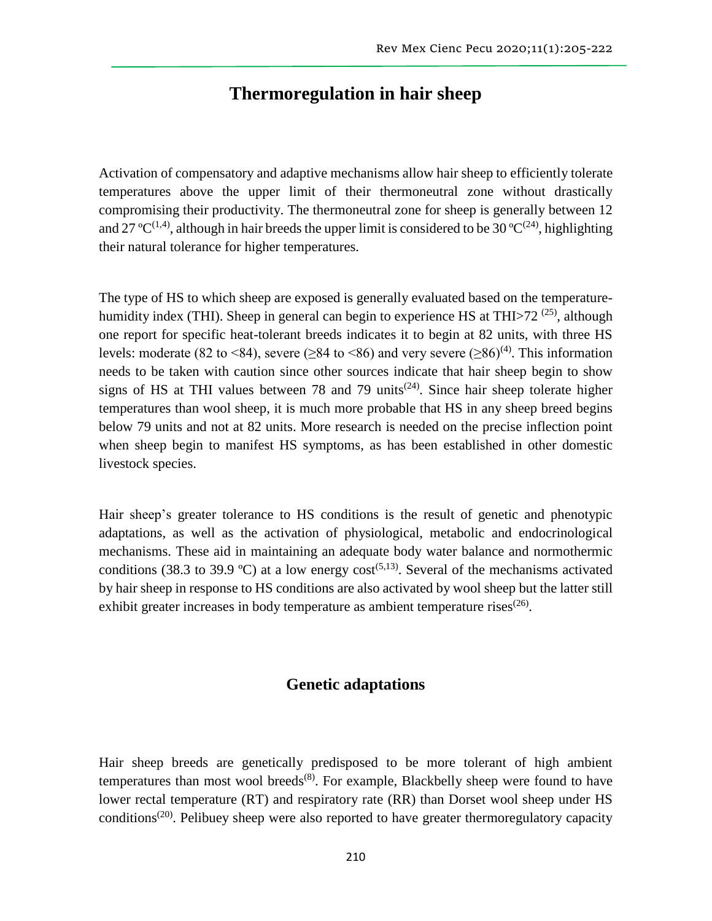## Thermoregulation in hair sheep

Activation of compensatory and adaptive mechanisms allow hair sheep to efficiently tolerate temperatures above the upper limit of their thermoneutral zone without drastically compromising their productivity. The thermoneutral zone for sheep is generally between 12 and 27 ºC[1,4], although in hair breeds the upper limit is considered to be 30 ºC[24], highlighting their natural tolerance for higher temperatures.

The type of HS to which sheep are exposed is generally evaluated based on the temperature-humidity index (THI). Sheep in general can begin to experience HS at THI>72 [25], although one report for specific heat-tolerant breeds indicates it to begin at 82 units, with three HS levels: moderate (82 to <84), severe (≥84 to <86) and very severe (≥86)[4]. This information needs to be taken with caution since other sources indicate that hair sheep begin to show signs of HS at THI values between 78 and 79 units[24]. Since hair sheep tolerate higher temperatures than wool sheep, it is much more probable that HS in any sheep breed begins below 79 units and not at 82 units. More research is needed on the precise inflection point when sheep begin to manifest HS symptoms, as has been established in other domestic livestock species.

Hair sheep's greater tolerance to HS conditions is the result of genetic and phenotypic adaptations, as well as the activation of physiological, metabolic and endocrinological mechanisms. These aid in maintaining an adequate body water balance and normothermic conditions (38.3 to 39.9 ºC) at a low energy cost[5,13]. Several of the mechanisms activated by hair sheep in response to HS conditions are also activated by wool sheep but the latter still exhibit greater increases in body temperature as ambient temperature rises[26].

### Genetic adaptations

Hair sheep breeds are genetically predisposed to be more tolerant of high ambient temperatures than most wool breeds[8]. For example, Blackbelly sheep were found to have lower rectal temperature (RT) and respiratory rate (RR) than Dorset wool sheep under HS conditions[20]. Pelibuey sheep were also reported to have greater thermoregulatory capacity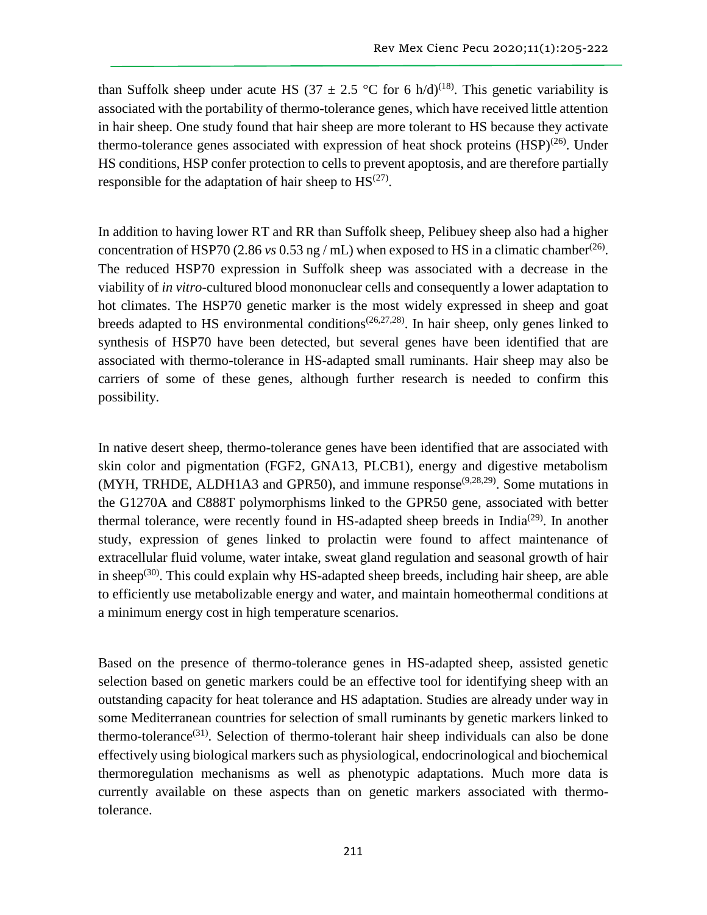than Suffolk sheep under acute HS ($37 \pm 2.5$ °C for 6 h/d)[18]. This genetic variability is associated with the portability of thermo-tolerance genes, which have received little attention in hair sheep. One study found that hair sheep are more tolerant to HS because they activate thermo-tolerance genes associated with expression of heat shock proteins (HSP)[26]. Under HS conditions, HSP confer protection to cells to prevent apoptosis, and are therefore partially responsible for the adaptation of hair sheep to HS[27].

In addition to having lower RT and RR than Suffolk sheep, Pelibuey sheep also had a higher concentration of HSP70 (2.86 *vs* 0.53 ng / mL) when exposed to HS in a climatic chamber[26]. The reduced HSP70 expression in Suffolk sheep was associated with a decrease in the viability of *in vitro*-cultured blood mononuclear cells and consequently a lower adaptation to hot climates. The HSP70 genetic marker is the most widely expressed in sheep and goat breeds adapted to HS environmental conditions[26,27,28]. In hair sheep, only genes linked to synthesis of HSP70 have been detected, but several genes have been identified that are associated with thermo-tolerance in HS-adapted small ruminants. Hair sheep may also be carriers of some of these genes, although further research is needed to confirm this possibility.

In native desert sheep, thermo-tolerance genes have been identified that are associated with skin color and pigmentation (FGF2, GNA13, PLCB1), energy and digestive metabolism (MYH, TRHDE, ALDH1A3 and GPR50), and immune response[9,28,29]. Some mutations in the G1270A and C888T polymorphisms linked to the GPR50 gene, associated with better thermal tolerance, were recently found in HS-adapted sheep breeds in India[29]. In another study, expression of genes linked to prolactin were found to affect maintenance of extracellular fluid volume, water intake, sweat gland regulation and seasonal growth of hair in sheep[30]. This could explain why HS-adapted sheep breeds, including hair sheep, are able to efficiently use metabolizable energy and water, and maintain homeothermal conditions at a minimum energy cost in high temperature scenarios.

Based on the presence of thermo-tolerance genes in HS-adapted sheep, assisted genetic selection based on genetic markers could be an effective tool for identifying sheep with an outstanding capacity for heat tolerance and HS adaptation. Studies are already under way in some Mediterranean countries for selection of small ruminants by genetic markers linked to thermo-tolerance[31]. Selection of thermo-tolerant hair sheep individuals can also be done effectively using biological markers such as physiological, endocrinological and biochemical thermoregulation mechanisms as well as phenotypic adaptations. Much more data is currently available on these aspects than on genetic markers associated with thermo-tolerance.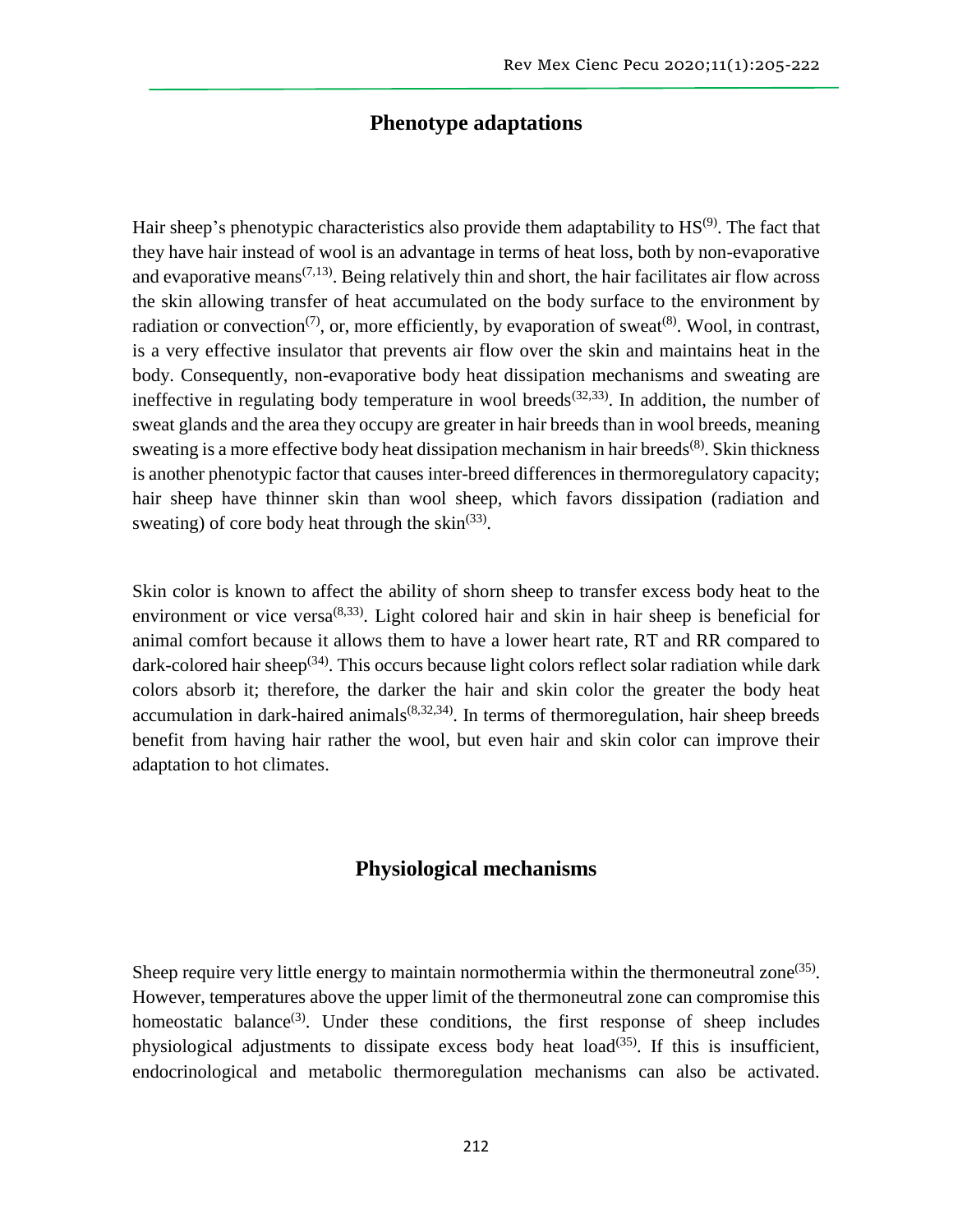## Phenotype adaptations

Hair sheep's phenotypic characteristics also provide them adaptability to HS[9]. The fact that they have hair instead of wool is an advantage in terms of heat loss, both by non-evaporative and evaporative means[7,13]. Being relatively thin and short, the hair facilitates air flow across the skin allowing transfer of heat accumulated on the body surface to the environment by radiation or convection[7], or, more efficiently, by evaporation of sweat[8]. Wool, in contrast, is a very effective insulator that prevents air flow over the skin and maintains heat in the body. Consequently, non-evaporative body heat dissipation mechanisms and sweating are ineffective in regulating body temperature in wool breeds[32,33]. In addition, the number of sweat glands and the area they occupy are greater in hair breeds than in wool breeds, meaning sweating is a more effective body heat dissipation mechanism in hair breeds[8]. Skin thickness is another phenotypic factor that causes inter-breed differences in thermoregulatory capacity; hair sheep have thinner skin than wool sheep, which favors dissipation (radiation and sweating) of core body heat through the skin[33].

Skin color is known to affect the ability of shorn sheep to transfer excess body heat to the environment or vice versa[8,33]. Light colored hair and skin in hair sheep is beneficial for animal comfort because it allows them to have a lower heart rate, RT and RR compared to dark-colored hair sheep[34]. This occurs because light colors reflect solar radiation while dark colors absorb it; therefore, the darker the hair and skin color the greater the body heat accumulation in dark-haired animals[8,32,34]. In terms of thermoregulation, hair sheep breeds benefit from having hair rather the wool, but even hair and skin color can improve their adaptation to hot climates.

## Physiological mechanisms

Sheep require very little energy to maintain normothermia within the thermoneutral zone[35]. However, temperatures above the upper limit of the thermoneutral zone can compromise this homeostatic balance[3]. Under these conditions, the first response of sheep includes physiological adjustments to dissipate excess body heat load[35]. If this is insufficient, endocrinological and metabolic thermoregulation mechanisms can also be activated.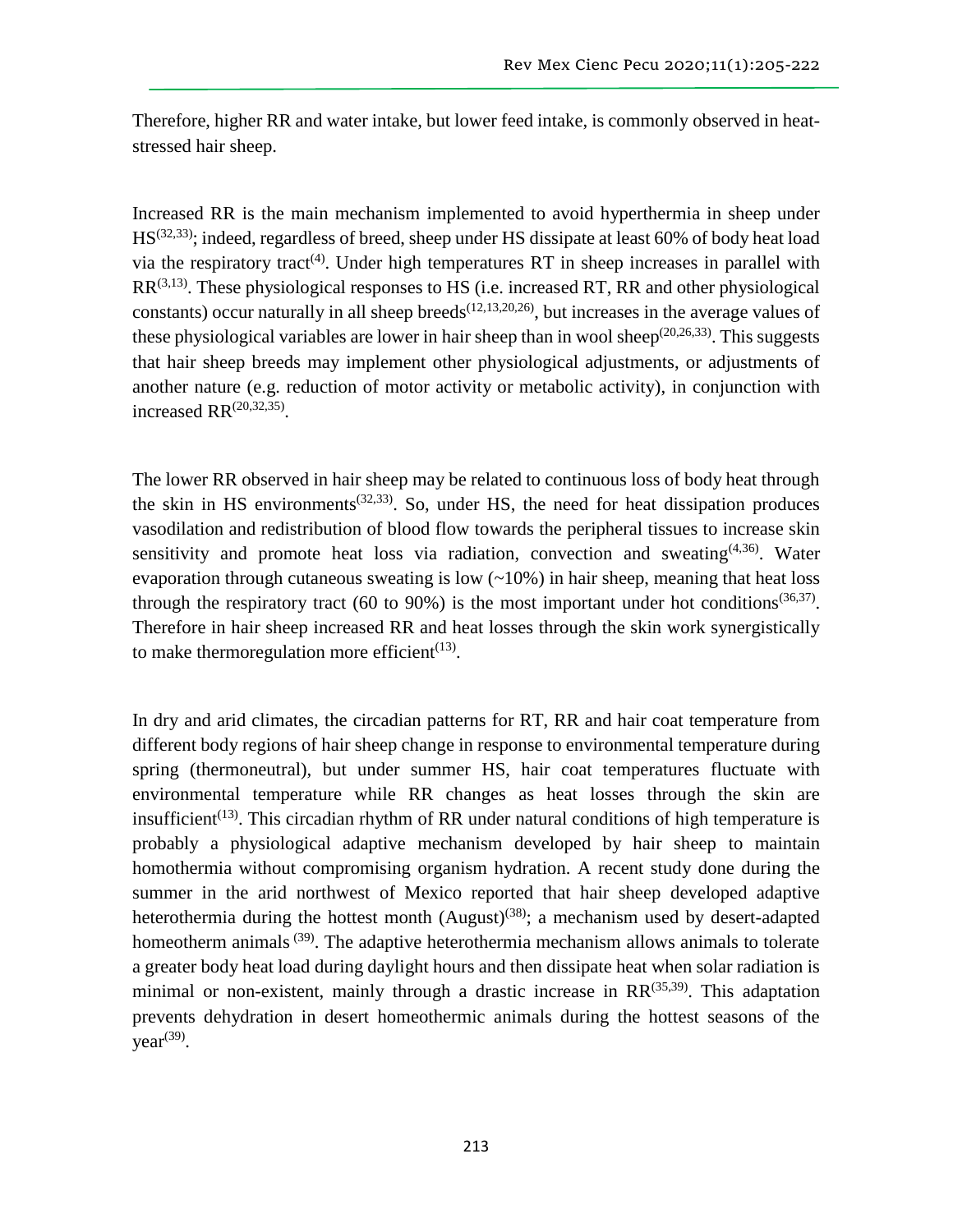Therefore, higher RR and water intake, but lower feed intake, is commonly observed in heat-stressed hair sheep.

Increased RR is the main mechanism implemented to avoid hyperthermia in sheep under HS[32,33]; indeed, regardless of breed, sheep under HS dissipate at least 60% of body heat load via the respiratory tract[4]. Under high temperatures RT in sheep increases in parallel with RR[3,13]. These physiological responses to HS (i.e. increased RT, RR and other physiological constants) occur naturally in all sheep breeds[12,13,20,26], but increases in the average values of these physiological variables are lower in hair sheep than in wool sheep[20,26,33]. This suggests that hair sheep breeds may implement other physiological adjustments, or adjustments of another nature (e.g. reduction of motor activity or metabolic activity), in conjunction with increased RR[20,32,35].

The lower RR observed in hair sheep may be related to continuous loss of body heat through the skin in HS environments[32,33]. So, under HS, the need for heat dissipation produces vasodilation and redistribution of blood flow towards the peripheral tissues to increase skin sensitivity and promote heat loss via radiation, convection and sweating[4,36]. Water evaporation through cutaneous sweating is low (~10%) in hair sheep, meaning that heat loss through the respiratory tract (60 to 90%) is the most important under hot conditions[36,37]. Therefore in hair sheep increased RR and heat losses through the skin work synergistically to make thermoregulation more efficient[13].

In dry and arid climates, the circadian patterns for RT, RR and hair coat temperature from different body regions of hair sheep change in response to environmental temperature during spring (thermoneutral), but under summer HS, hair coat temperatures fluctuate with environmental temperature while RR changes as heat losses through the skin are insufficient[13]. This circadian rhythm of RR under natural conditions of high temperature is probably a physiological adaptive mechanism developed by hair sheep to maintain homothermia without compromising organism hydration. A recent study done during the summer in the arid northwest of Mexico reported that hair sheep developed adaptive heterothermia during the hottest month (August)[38]; a mechanism used by desert-adapted homeotherm animals [39]. The adaptive heterothermia mechanism allows animals to tolerate a greater body heat load during daylight hours and then dissipate heat when solar radiation is minimal or non-existent, mainly through a drastic increase in RR[35,39]. This adaptation prevents dehydration in desert homeothermic animals during the hottest seasons of the year[39].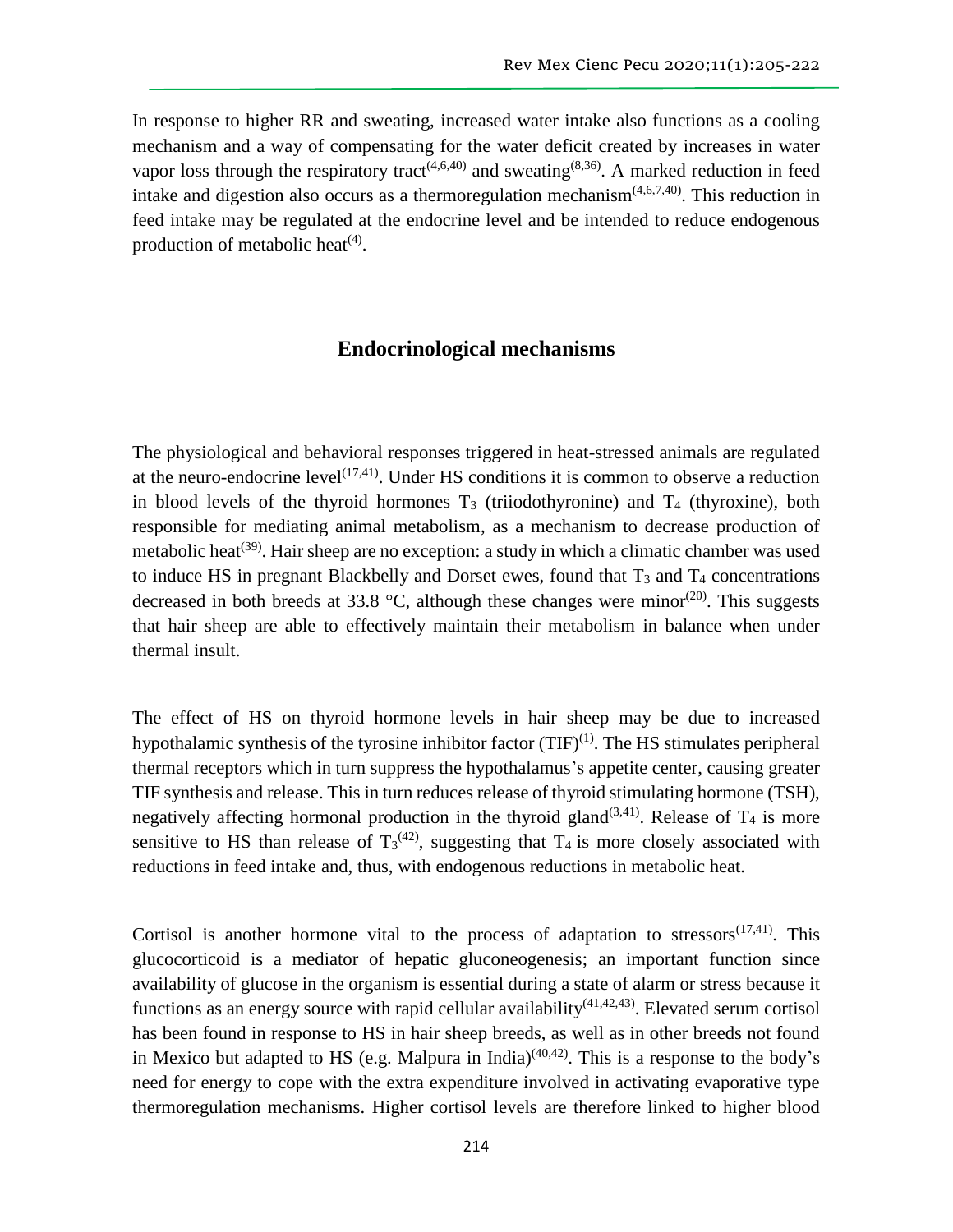In response to higher RR and sweating, increased water intake also functions as a cooling mechanism and a way of compensating for the water deficit created by increases in water vapor loss through the respiratory tract[4,6,40] and sweating[8,36]. A marked reduction in feed intake and digestion also occurs as a thermoregulation mechanism[4,6,7,40]. This reduction in feed intake may be regulated at the endocrine level and be intended to reduce endogenous production of metabolic heat[4].

## Endocrinological mechanisms

The physiological and behavioral responses triggered in heat-stressed animals are regulated at the neuro-endocrine level[17,41]. Under HS conditions it is common to observe a reduction in blood levels of the thyroid hormones $T_3$ (triiodothyronine) and $T_4$ (thyroxine), both responsible for mediating animal metabolism, as a mechanism to decrease production of metabolic heat[39]. Hair sheep are no exception: a study in which a climatic chamber was used to induce HS in pregnant Blackbelly and Dorset ewes, found that $T_3$ and $T_4$ concentrations decreased in both breeds at 33.8 °C, although these changes were minor[20]. This suggests that hair sheep are able to effectively maintain their metabolism in balance when under thermal insult.

The effect of HS on thyroid hormone levels in hair sheep may be due to increased hypothalamic synthesis of the tyrosine inhibitor factor (TIF)[1]. The HS stimulates peripheral thermal receptors which in turn suppress the hypothalamus's appetite center, causing greater TIF synthesis and release. This in turn reduces release of thyroid stimulating hormone (TSH), negatively affecting hormonal production in the thyroid gland[3,41]. Release of $T_4$ is more sensitive to HS than release of $T_3$[42], suggesting that $T_4$ is more closely associated with reductions in feed intake and, thus, with endogenous reductions in metabolic heat.

Cortisol is another hormone vital to the process of adaptation to stressors[17,41]. This glucocorticoid is a mediator of hepatic gluconeogenesis; an important function since availability of glucose in the organism is essential during a state of alarm or stress because it functions as an energy source with rapid cellular availability[41,42,43]. Elevated serum cortisol has been found in response to HS in hair sheep breeds, as well as in other breeds not found in Mexico but adapted to HS (e.g. Malpura in India)[40,42]. This is a response to the body's need for energy to cope with the extra expenditure involved in activating evaporative type thermoregulation mechanisms. Higher cortisol levels are therefore linked to higher blood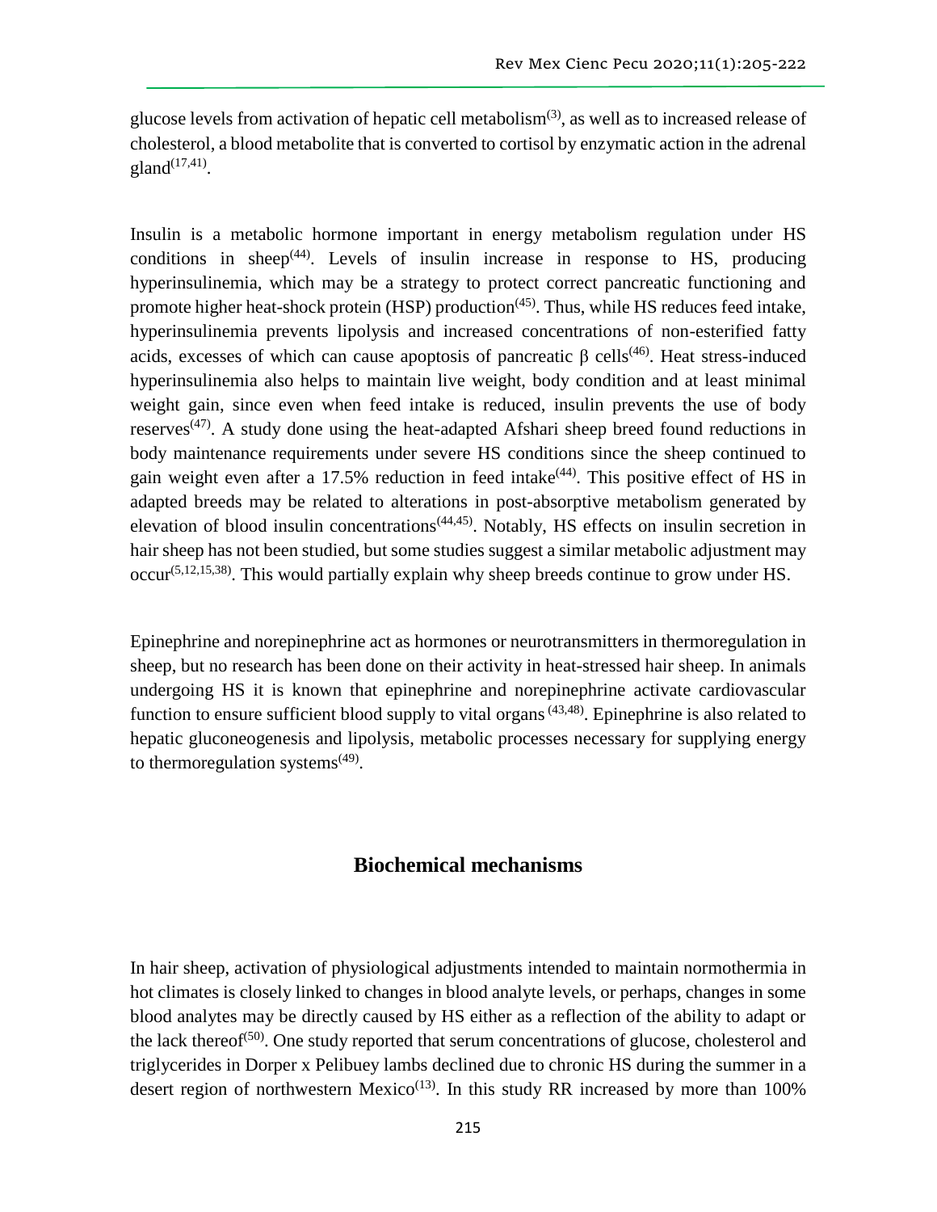glucose levels from activation of hepatic cell metabolism[3], as well as to increased release of cholesterol, a blood metabolite that is converted to cortisol by enzymatic action in the adrenal gland[17,41].

Insulin is a metabolic hormone important in energy metabolism regulation under HS conditions in sheep[44]. Levels of insulin increase in response to HS, producing hyperinsulinemia, which may be a strategy to protect correct pancreatic functioning and promote higher heat-shock protein (HSP) production[45]. Thus, while HS reduces feed intake, hyperinsulinemia prevents lipolysis and increased concentrations of non-esterified fatty acids, excesses of which can cause apoptosis of pancreatic β cells[46]. Heat stress-induced hyperinsulinemia also helps to maintain live weight, body condition and at least minimal weight gain, since even when feed intake is reduced, insulin prevents the use of body reserves[47]. A study done using the heat-adapted Afshari sheep breed found reductions in body maintenance requirements under severe HS conditions since the sheep continued to gain weight even after a 17.5% reduction in feed intake[44]. This positive effect of HS in adapted breeds may be related to alterations in post-absorptive metabolism generated by elevation of blood insulin concentrations[44,45]. Notably, HS effects on insulin secretion in hair sheep has not been studied, but some studies suggest a similar metabolic adjustment may occur[5,12,15,38]. This would partially explain why sheep breeds continue to grow under HS.

Epinephrine and norepinephrine act as hormones or neurotransmitters in thermoregulation in sheep, but no research has been done on their activity in heat-stressed hair sheep. In animals undergoing HS it is known that epinephrine and norepinephrine activate cardiovascular function to ensure sufficient blood supply to vital organs[43,48]. Epinephrine is also related to hepatic gluconeogenesis and lipolysis, metabolic processes necessary for supplying energy to thermoregulation systems[49].

## Biochemical mechanisms

In hair sheep, activation of physiological adjustments intended to maintain normothermia in hot climates is closely linked to changes in blood analyte levels, or perhaps, changes in some blood analytes may be directly caused by HS either as a reflection of the ability to adapt or the lack thereof[50]. One study reported that serum concentrations of glucose, cholesterol and triglycerides in Dorper x Pelibuey lambs declined due to chronic HS during the summer in a desert region of northwestern Mexico[13]. In this study RR increased by more than 100%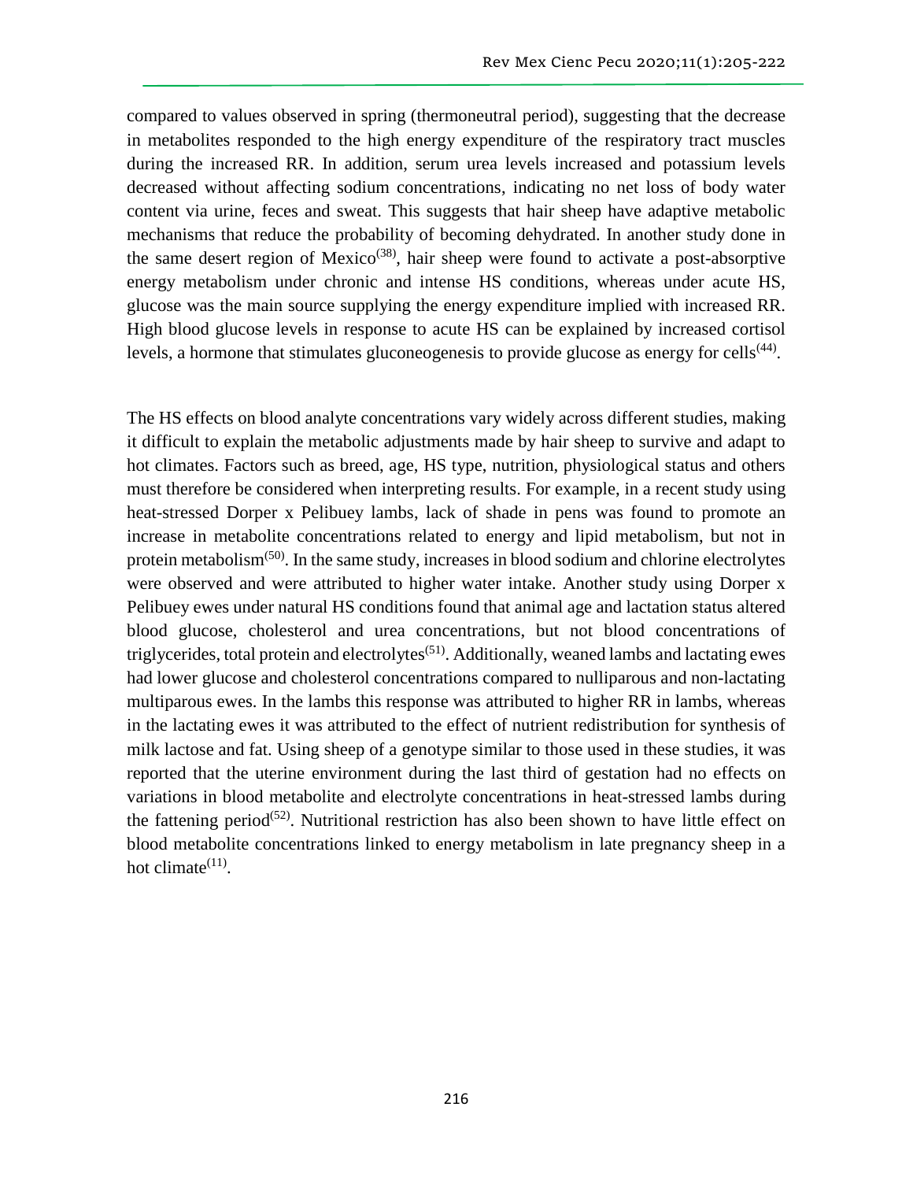compared to values observed in spring (thermoneutral period), suggesting that the decrease in metabolites responded to the high energy expenditure of the respiratory tract muscles during the increased RR. In addition, serum urea levels increased and potassium levels decreased without affecting sodium concentrations, indicating no net loss of body water content via urine, feces and sweat. This suggests that hair sheep have adaptive metabolic mechanisms that reduce the probability of becoming dehydrated. In another study done in the same desert region of Mexico[38], hair sheep were found to activate a post-absorptive energy metabolism under chronic and intense HS conditions, whereas under acute HS, glucose was the main source supplying the energy expenditure implied with increased RR. High blood glucose levels in response to acute HS can be explained by increased cortisol levels, a hormone that stimulates gluconeogenesis to provide glucose as energy for cells[44].

The HS effects on blood analyte concentrations vary widely across different studies, making it difficult to explain the metabolic adjustments made by hair sheep to survive and adapt to hot climates. Factors such as breed, age, HS type, nutrition, physiological status and others must therefore be considered when interpreting results. For example, in a recent study using heat-stressed Dorper x Pelibuey lambs, lack of shade in pens was found to promote an increase in metabolite concentrations related to energy and lipid metabolism, but not in protein metabolism[50]. In the same study, increases in blood sodium and chlorine electrolytes were observed and were attributed to higher water intake. Another study using Dorper x Pelibuey ewes under natural HS conditions found that animal age and lactation status altered blood glucose, cholesterol and urea concentrations, but not blood concentrations of triglycerides, total protein and electrolytes[51]. Additionally, weaned lambs and lactating ewes had lower glucose and cholesterol concentrations compared to nulliparous and non-lactating multiparous ewes. In the lambs this response was attributed to higher RR in lambs, whereas in the lactating ewes it was attributed to the effect of nutrient redistribution for synthesis of milk lactose and fat. Using sheep of a genotype similar to those used in these studies, it was reported that the uterine environment during the last third of gestation had no effects on variations in blood metabolite and electrolyte concentrations in heat-stressed lambs during the fattening period[52]. Nutritional restriction has also been shown to have little effect on blood metabolite concentrations linked to energy metabolism in late pregnancy sheep in a hot climate[11].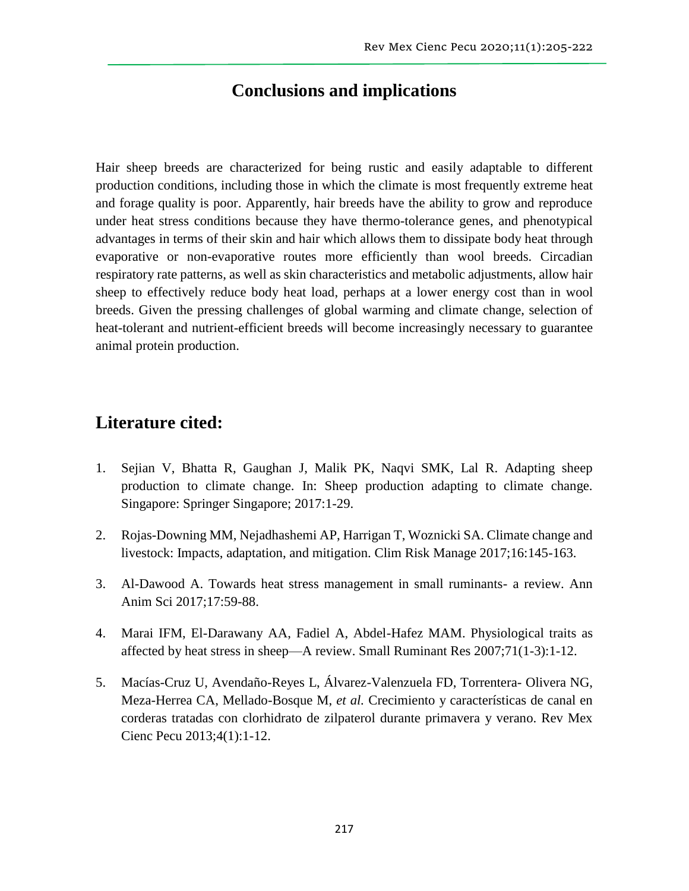## Conclusions and implications

Hair sheep breeds are characterized for being rustic and easily adaptable to different production conditions, including those in which the climate is most frequently extreme heat and forage quality is poor. Apparently, hair breeds have the ability to grow and reproduce under heat stress conditions because they have thermo-tolerance genes, and phenotypical advantages in terms of their skin and hair which allows them to dissipate body heat through evaporative or non-evaporative routes more efficiently than wool breeds. Circadian respiratory rate patterns, as well as skin characteristics and metabolic adjustments, allow hair sheep to effectively reduce body heat load, perhaps at a lower energy cost than in wool breeds. Given the pressing challenges of global warming and climate change, selection of heat-tolerant and nutrient-efficient breeds will become increasingly necessary to guarantee animal protein production.

## Literature cited:

1. Sejian V, Bhatta R, Gaughan J, Malik PK, Naqvi SMK, Lal R. Adapting sheep production to climate change. In: Sheep production adapting to climate change. Singapore: Springer Singapore; 2017:1-29.

2. Rojas-Downing MM, Nejadhashemi AP, Harrigan T, Woznicki SA. Climate change and livestock: Impacts, adaptation, and mitigation. Clim Risk Manage 2017;16:145-163.

3. Al-Dawood A. Towards heat stress management in small ruminants- a review. Ann Anim Sci 2017;17:59-88.

4. Marai IFM, El-Darawany AA, Fadiel A, Abdel-Hafez MAM. Physiological traits as affected by heat stress in sheep—A review. Small Ruminant Res 2007;71(1-3):1-12.

5. Macías-Cruz U, Avendaño-Reyes L, Álvarez-Valenzuela FD, Torrentera- Olivera NG, Meza-Herrea CA, Mellado-Bosque M, *et al.* Crecimiento y características de canal en corderas tratadas con clorhidrato de zilpaterol durante primavera y verano. Rev Mex Cienc Pecu 2013;4(1):1-12.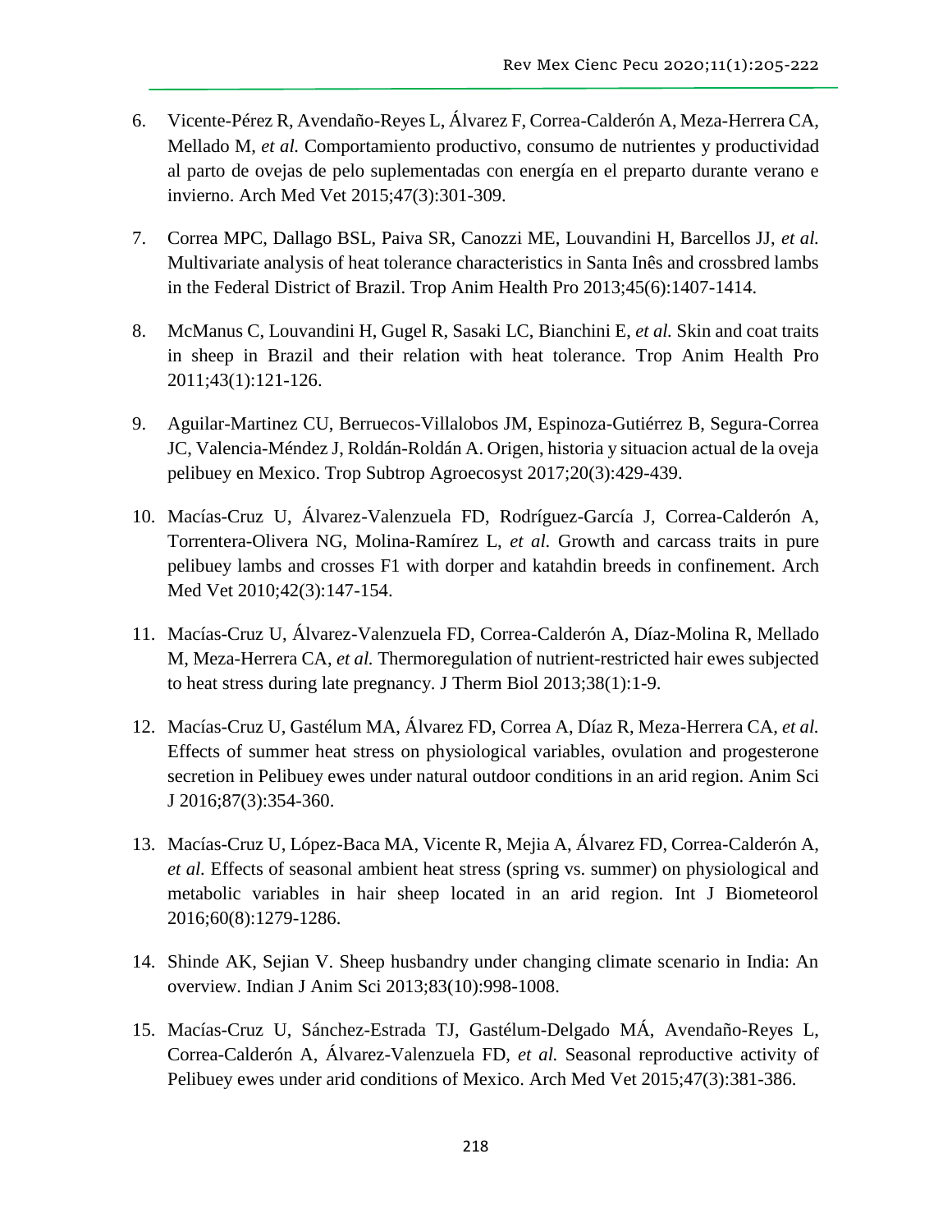6. Vicente-Pérez R, Avendaño-Reyes L, Álvarez F, Correa-Calderón A, Meza-Herrera CA, Mellado M, *et al.* Comportamiento productivo, consumo de nutrientes y productividad al parto de ovejas de pelo suplementadas con energía en el preparto durante verano e invierno. Arch Med Vet 2015;47(3):301-309.

7. Correa MPC, Dallago BSL, Paiva SR, Canozzi ME, Louvandini H, Barcellos JJ, *et al.* Multivariate analysis of heat tolerance characteristics in Santa Inês and crossbred lambs in the Federal District of Brazil. Trop Anim Health Pro 2013;45(6):1407-1414.

8. McManus C, Louvandini H, Gugel R, Sasaki LC, Bianchini E, *et al.* Skin and coat traits in sheep in Brazil and their relation with heat tolerance. Trop Anim Health Pro 2011;43(1):121-126.

9. Aguilar-Martinez CU, Berruecos-Villalobos JM, Espinoza-Gutiérrez B, Segura-Correa JC, Valencia-Méndez J, Roldán-Roldán A. Origen, historia y situacion actual de la oveja pelibuey en Mexico. Trop Subtrop Agroecosyst 2017;20(3):429-439.

10. Macías-Cruz U, Álvarez-Valenzuela FD, Rodríguez-García J, Correa-Calderón A, Torrentera-Olivera NG, Molina-Ramírez L, *et al.* Growth and carcass traits in pure pelibuey lambs and crosses F1 with dorper and katahdin breeds in confinement. Arch Med Vet 2010;42(3):147-154.

11. Macías-Cruz U, Álvarez-Valenzuela FD, Correa-Calderón A, Díaz-Molina R, Mellado M, Meza-Herrera CA, *et al.* Thermoregulation of nutrient-restricted hair ewes subjected to heat stress during late pregnancy. J Therm Biol 2013;38(1):1-9.

12. Macías-Cruz U, Gastélum MA, Álvarez FD, Correa A, Díaz R, Meza-Herrera CA, *et al.* Effects of summer heat stress on physiological variables, ovulation and progesterone secretion in Pelibuey ewes under natural outdoor conditions in an arid region. Anim Sci J 2016;87(3):354-360.

13. Macías-Cruz U, López-Baca MA, Vicente R, Mejia A, Álvarez FD, Correa-Calderón A, *et al.* Effects of seasonal ambient heat stress (spring vs. summer) on physiological and metabolic variables in hair sheep located in an arid region. Int J Biometeorol 2016;60(8):1279-1286.

14. Shinde AK, Sejian V. Sheep husbandry under changing climate scenario in India: An overview. Indian J Anim Sci 2013;83(10):998-1008.

15. Macías-Cruz U, Sánchez-Estrada TJ, Gastélum-Delgado MÁ, Avendaño-Reyes L, Correa-Calderón A, Álvarez-Valenzuela FD, *et al.* Seasonal reproductive activity of Pelibuey ewes under arid conditions of Mexico. Arch Med Vet 2015;47(3):381-386.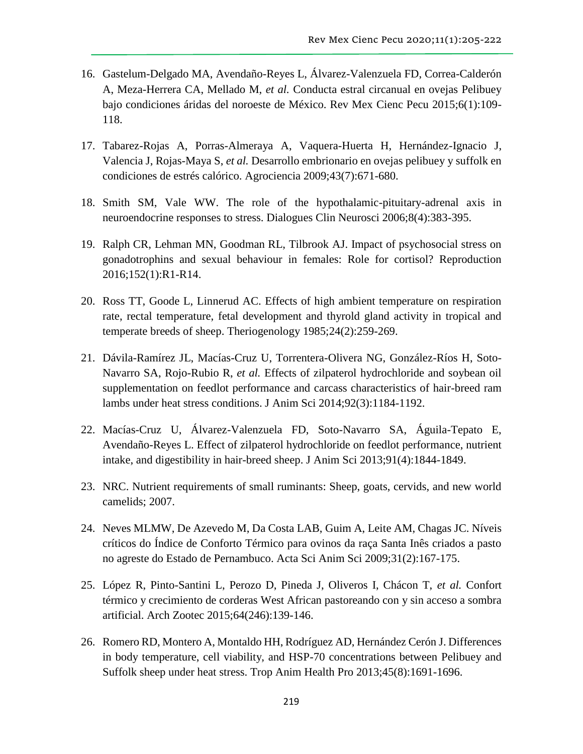16. Gastelum-Delgado MA, Avendaño-Reyes L, Álvarez-Valenzuela FD, Correa-Calderón A, Meza-Herrera CA, Mellado M, *et al.* Conducta estral circanual en ovejas Pelibuey bajo condiciones áridas del noroeste de México. Rev Mex Cienc Pecu 2015;6(1):109-118.

17. Tabarez-Rojas A, Porras-Almeraya A, Vaquera-Huerta H, Hernández-Ignacio J, Valencia J, Rojas-Maya S, *et al.* Desarrollo embrionario en ovejas pelibuey y suffolk en condiciones de estrés calórico. Agrociencia 2009;43(7):671-680.

18. Smith SM, Vale WW. The role of the hypothalamic-pituitary-adrenal axis in neuroendocrine responses to stress. Dialogues Clin Neurosci 2006;8(4):383-395.

19. Ralph CR, Lehman MN, Goodman RL, Tilbrook AJ. Impact of psychosocial stress on gonadotrophins and sexual behaviour in females: Role for cortisol? Reproduction 2016;152(1):R1-R14.

20. Ross TT, Goode L, Linnerud AC. Effects of high ambient temperature on respiration rate, rectal temperature, fetal development and thyrold gland activity in tropical and temperate breeds of sheep. Theriogenology 1985;24(2):259-269.

21. Dávila-Ramírez JL, Macías-Cruz U, Torrentera-Olivera NG, González-Ríos H, Soto-Navarro SA, Rojo-Rubio R, *et al.* Effects of zilpaterol hydrochloride and soybean oil supplementation on feedlot performance and carcass characteristics of hair-breed ram lambs under heat stress conditions. J Anim Sci 2014;92(3):1184-1192.

22. Macías-Cruz U, Álvarez-Valenzuela FD, Soto-Navarro SA, Águila-Tepato E, Avendaño-Reyes L. Effect of zilpaterol hydrochloride on feedlot performance, nutrient intake, and digestibility in hair-breed sheep. J Anim Sci 2013;91(4):1844-1849.

23. NRC. Nutrient requirements of small ruminants: Sheep, goats, cervids, and new world camelids; 2007.

24. Neves MLMW, De Azevedo M, Da Costa LAB, Guim A, Leite AM, Chagas JC. Níveis críticos do Índice de Conforto Térmico para ovinos da raça Santa Inês criados a pasto no agreste do Estado de Pernambuco. Acta Sci Anim Sci 2009;31(2):167-175.

25. López R, Pinto-Santini L, Perozo D, Pineda J, Oliveros I, Chácon T, *et al.* Confort térmico y crecimiento de corderas West African pastoreando con y sin acceso a sombra artificial. Arch Zootec 2015;64(246):139-146.

26. Romero RD, Montero A, Montaldo HH, Rodríguez AD, Hernández Cerón J. Differences in body temperature, cell viability, and HSP-70 concentrations between Pelibuey and Suffolk sheep under heat stress. Trop Anim Health Pro 2013;45(8):1691-1696.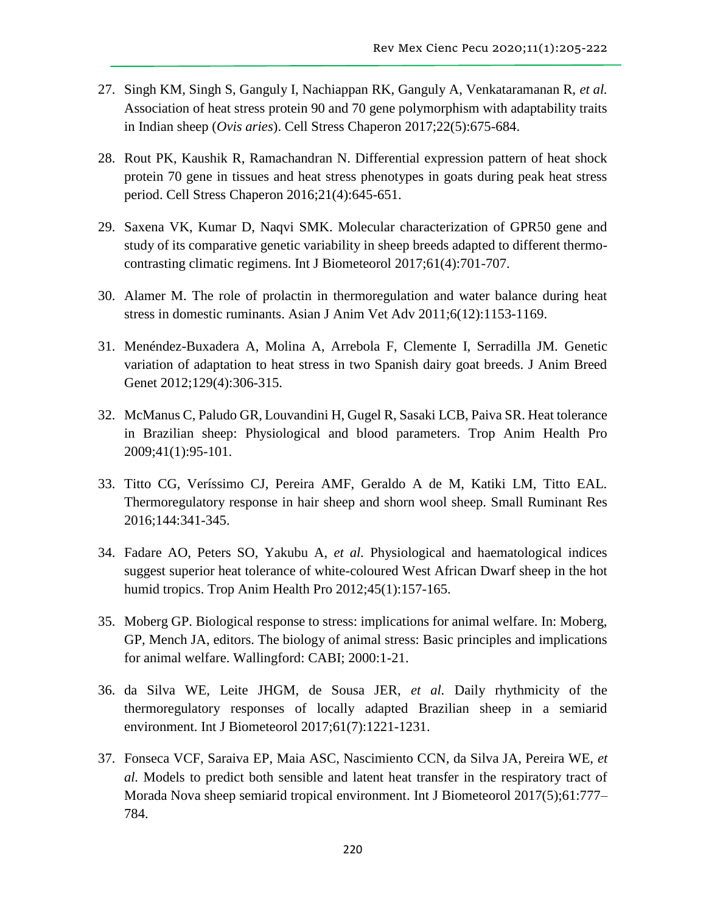27. Singh KM, Singh S, Ganguly I, Nachiappan RK, Ganguly A, Venkataramanan R, *et al.* Association of heat stress protein 90 and 70 gene polymorphism with adaptability traits in Indian sheep (*Ovis aries*). Cell Stress Chaperon 2017;22(5):675-684.

28. Rout PK, Kaushik R, Ramachandran N. Differential expression pattern of heat shock protein 70 gene in tissues and heat stress phenotypes in goats during peak heat stress period. Cell Stress Chaperon 2016;21(4):645-651.

29. Saxena VK, Kumar D, Naqvi SMK. Molecular characterization of GPR50 gene and study of its comparative genetic variability in sheep breeds adapted to different thermo-contrasting climatic regimens. Int J Biometeorol 2017;61(4):701-707.

30. Alamer M. The role of prolactin in thermoregulation and water balance during heat stress in domestic ruminants. Asian J Anim Vet Adv 2011;6(12):1153-1169.

31. Menéndez-Buxadera A, Molina A, Arrebola F, Clemente I, Serradilla JM. Genetic variation of adaptation to heat stress in two Spanish dairy goat breeds. J Anim Breed Genet 2012;129(4):306-315.

32. McManus C, Paludo GR, Louvandini H, Gugel R, Sasaki LCB, Paiva SR. Heat tolerance in Brazilian sheep: Physiological and blood parameters. Trop Anim Health Pro 2009;41(1):95-101.

33. Titto CG, Veríssimo CJ, Pereira AMF, Geraldo A de M, Katiki LM, Titto EAL. Thermoregulatory response in hair sheep and shorn wool sheep. Small Ruminant Res 2016;144:341-345.

34. Fadare AO, Peters SO, Yakubu A, *et al.* Physiological and haematological indices suggest superior heat tolerance of white-coloured West African Dwarf sheep in the hot humid tropics. Trop Anim Health Pro 2012;45(1):157-165.

35. Moberg GP. Biological response to stress: implications for animal welfare. In: Moberg, GP, Mench JA, editors. The biology of animal stress: Basic principles and implications for animal welfare. Wallingford: CABI; 2000:1-21.

36. da Silva WE, Leite JHGM, de Sousa JER, *et al.* Daily rhythmicity of the thermoregulatory responses of locally adapted Brazilian sheep in a semiarid environment. Int J Biometeorol 2017;61(7):1221-1231.

37. Fonseca VCF, Saraiva EP, Maia ASC, Nascimiento CCN, da Silva JA, Pereira WE, *et al.* Models to predict both sensible and latent heat transfer in the respiratory tract of Morada Nova sheep semiarid tropical environment. Int J Biometeorol 2017(5);61:777–784.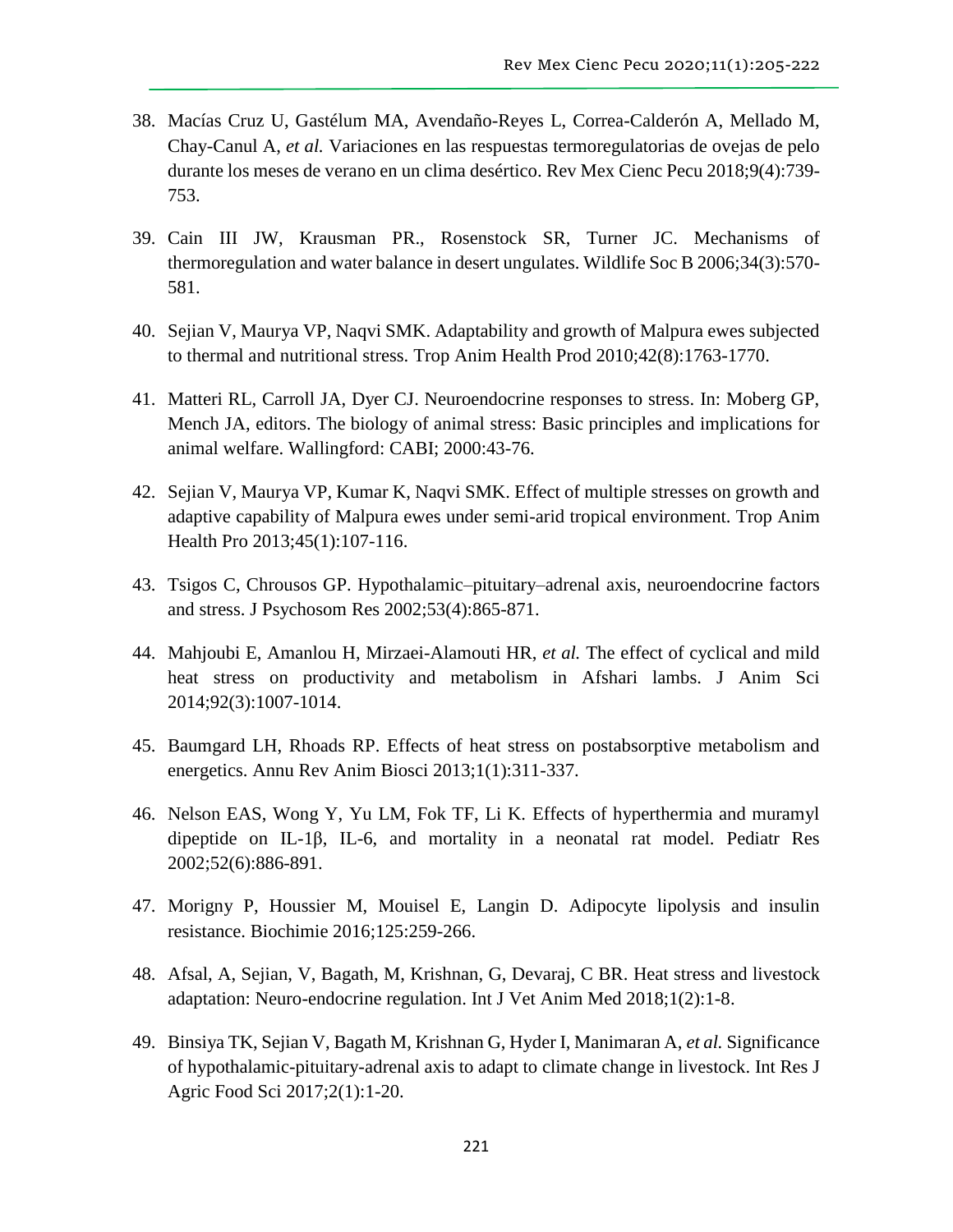38. Macías Cruz U, Gastélum MA, Avendaño-Reyes L, Correa-Calderón A, Mellado M, Chay-Canul A, *et al.* Variaciones en las respuestas termoregulatorias de ovejas de pelo durante los meses de verano en un clima desértico. Rev Mex Cienc Pecu 2018;9(4):739-753.

39. Cain III JW, Krausman PR., Rosenstock SR, Turner JC. Mechanisms of thermoregulation and water balance in desert ungulates. Wildlife Soc B 2006;34(3):570-581.

40. Sejian V, Maurya VP, Naqvi SMK. Adaptability and growth of Malpura ewes subjected to thermal and nutritional stress. Trop Anim Health Prod 2010;42(8):1763-1770.

41. Matteri RL, Carroll JA, Dyer CJ. Neuroendocrine responses to stress. In: Moberg GP, Mench JA, editors. The biology of animal stress: Basic principles and implications for animal welfare. Wallingford: CABI; 2000:43-76.

42. Sejian V, Maurya VP, Kumar K, Naqvi SMK. Effect of multiple stresses on growth and adaptive capability of Malpura ewes under semi-arid tropical environment. Trop Anim Health Pro 2013;45(1):107-116.

43. Tsigos C, Chrousos GP. Hypothalamic–pituitary–adrenal axis, neuroendocrine factors and stress. J Psychosom Res 2002;53(4):865-871.

44. Mahjoubi E, Amanlou H, Mirzaei-Alamouti HR, *et al.* The effect of cyclical and mild heat stress on productivity and metabolism in Afshari lambs. J Anim Sci 2014;92(3):1007-1014.

45. Baumgard LH, Rhoads RP. Effects of heat stress on postabsorptive metabolism and energetics. Annu Rev Anim Biosci 2013;1(1):311-337.

46. Nelson EAS, Wong Y, Yu LM, Fok TF, Li K. Effects of hyperthermia and muramyl dipeptide on IL-1β, IL-6, and mortality in a neonatal rat model. Pediatr Res 2002;52(6):886-891.

47. Morigny P, Houssier M, Mouisel E, Langin D. Adipocyte lipolysis and insulin resistance. Biochimie 2016;125:259-266.

48. Afsal, A, Sejian, V, Bagath, M, Krishnan, G, Devaraj, C BR. Heat stress and livestock adaptation: Neuro-endocrine regulation. Int J Vet Anim Med 2018;1(2):1-8.

49. Binsiya TK, Sejian V, Bagath M, Krishnan G, Hyder I, Manimaran A, *et al.* Significance of hypothalamic-pituitary-adrenal axis to adapt to climate change in livestock. Int Res J Agric Food Sci 2017;2(1):1-20.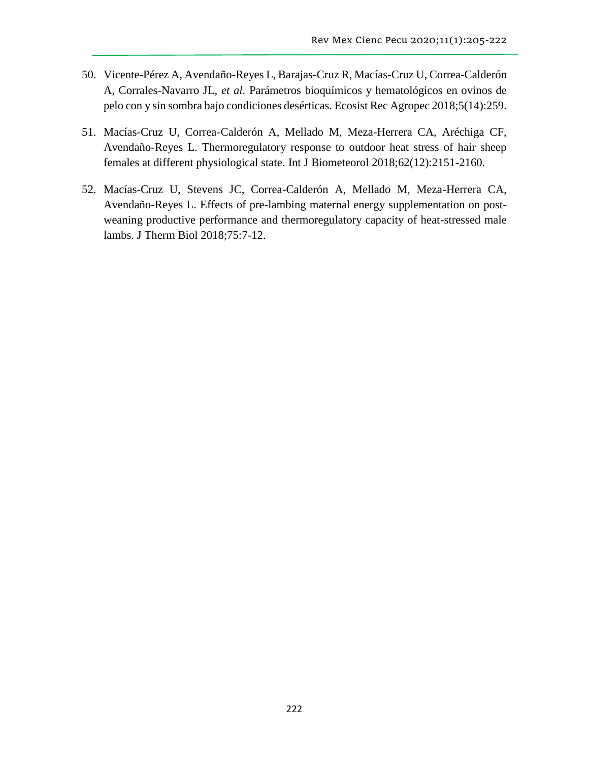50. Vicente-Pérez A, Avendaño-Reyes L, Barajas-Cruz R, Macías-Cruz U, Correa-Calderón A, Corrales-Navarro JL, *et al*. Parámetros bioquímicos y hematológicos en ovinos de pelo con y sin sombra bajo condiciones desérticas. Ecosist Rec Agropec 2018;5(14):259.

51. Macías-Cruz U, Correa-Calderón A, Mellado M, Meza-Herrera CA, Aréchiga CF, Avendaño-Reyes L. Thermoregulatory response to outdoor heat stress of hair sheep females at different physiological state. Int J Biometeorol 2018;62(12):2151-2160.

52. Macías-Cruz U, Stevens JC, Correa-Calderón A, Mellado M, Meza-Herrera CA, Avendaño-Reyes L. Effects of pre-lambing maternal energy supplementation on post-weaning productive performance and thermoregulatory capacity of heat-stressed male lambs. J Therm Biol 2018;75:7-12.